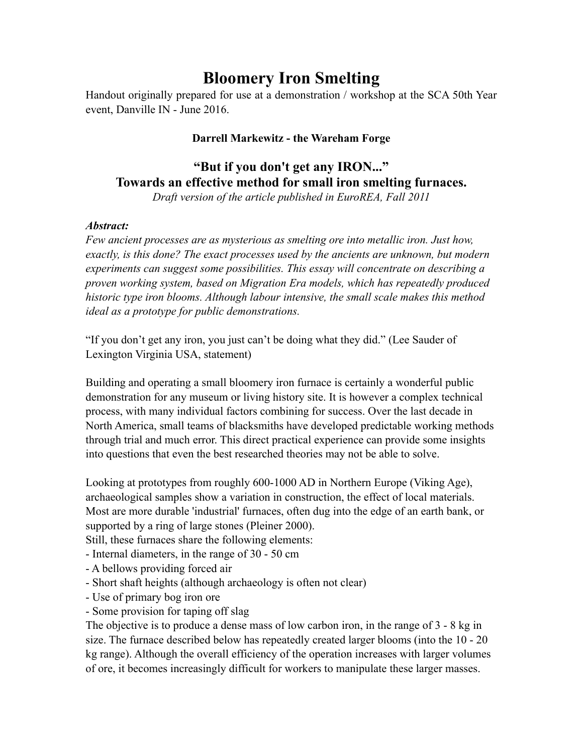# Bloomery Iron Smelting

Handout originally prepared for use at a demonstration / workshop at the SCA 50th Year event, Danville IN - June 2016.

**Darrell Markewitz - the Wareham Forge**

## "But if you don't get any IRON..."
## Towards an effective method for small iron smelting furnaces.

*Draft version of the article published in EuroREA, Fall 2011*

***Abstract:***
*Few ancient processes are as mysterious as smelting ore into metallic iron. Just how, exactly, is this done? The exact processes used by the ancients are unknown, but modern experiments can suggest some possibilities. This essay will concentrate on describing a proven working system, based on Migration Era models, which has repeatedly produced historic type iron blooms. Although labour intensive, the small scale makes this method ideal as a prototype for public demonstrations.*

"If you don't get any iron, you just can't be doing what they did." (Lee Sauder of Lexington Virginia USA, statement)

Building and operating a small bloomery iron furnace is certainly a wonderful public demonstration for any museum or living history site. It is however a complex technical process, with many individual factors combining for success. Over the last decade in North America, small teams of blacksmiths have developed predictable working methods through trial and much error. This direct practical experience can provide some insights into questions that even the best researched theories may not be able to solve.

Looking at prototypes from roughly 600-1000 AD in Northern Europe (Viking Age), archaeological samples show a variation in construction, the effect of local materials. Most are more durable 'industrial' furnaces, often dug into the edge of an earth bank, or supported by a ring of large stones (Pleiner 2000).
Still, these furnaces share the following elements:
- Internal diameters, in the range of 30 - 50 cm
- A bellows providing forced air
- Short shaft heights (although archaeology is often not clear)
- Use of primary bog iron ore
- Some provision for taping off slag

The objective is to produce a dense mass of low carbon iron, in the range of 3 - 8 kg in size. The furnace described below has repeatedly created larger blooms (into the 10 - 20 kg range). Although the overall efficiency of the operation increases with larger volumes of ore, it becomes increasingly difficult for workers to manipulate these larger masses.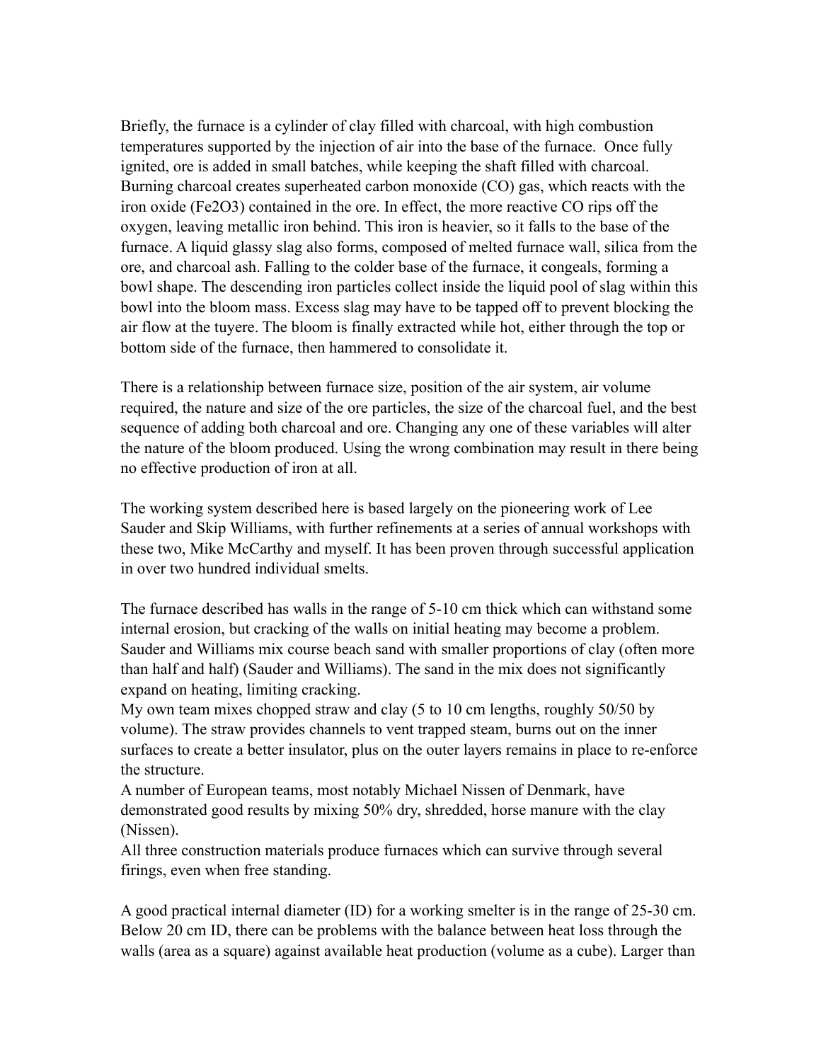Briefly, the furnace is a cylinder of clay filled with charcoal, with high combustion temperatures supported by the injection of air into the base of the furnace. Once fully ignited, ore is added in small batches, while keeping the shaft filled with charcoal. Burning charcoal creates superheated carbon monoxide (CO) gas, which reacts with the iron oxide ($Fe_2O_3$) contained in the ore. In effect, the more reactive CO rips off the oxygen, leaving metallic iron behind. This iron is heavier, so it falls to the base of the furnace. A liquid glassy slag also forms, composed of melted furnace wall, silica from the ore, and charcoal ash. Falling to the colder base of the furnace, it congeals, forming a bowl shape. The descending iron particles collect inside the liquid pool of slag within this bowl into the bloom mass. Excess slag may have to be tapped off to prevent blocking the air flow at the tuyere. The bloom is finally extracted while hot, either through the top or bottom side of the furnace, then hammered to consolidate it.

There is a relationship between furnace size, position of the air system, air volume required, the nature and size of the ore particles, the size of the charcoal fuel, and the best sequence of adding both charcoal and ore. Changing any one of these variables will alter the nature of the bloom produced. Using the wrong combination may result in there being no effective production of iron at all.

The working system described here is based largely on the pioneering work of Lee Sauder and Skip Williams, with further refinements at a series of annual workshops with these two, Mike McCarthy and myself. It has been proven through successful application in over two hundred individual smelts.

The furnace described has walls in the range of 5-10 cm thick which can withstand some internal erosion, but cracking of the walls on initial heating may become a problem. Sauder and Williams mix course beach sand with smaller proportions of clay (often more than half and half) (Sauder and Williams). The sand in the mix does not significantly expand on heating, limiting cracking.
My own team mixes chopped straw and clay (5 to 10 cm lengths, roughly 50/50 by volume). The straw provides channels to vent trapped steam, burns out on the inner surfaces to create a better insulator, plus on the outer layers remains in place to re-enforce the structure.
A number of European teams, most notably Michael Nissen of Denmark, have demonstrated good results by mixing 50% dry, shredded, horse manure with the clay (Nissen).
All three construction materials produce furnaces which can survive through several firings, even when free standing.

A good practical internal diameter (ID) for a working smelter is in the range of 25-30 cm. Below 20 cm ID, there can be problems with the balance between heat loss through the walls (area as a square) against available heat production (volume as a cube). Larger than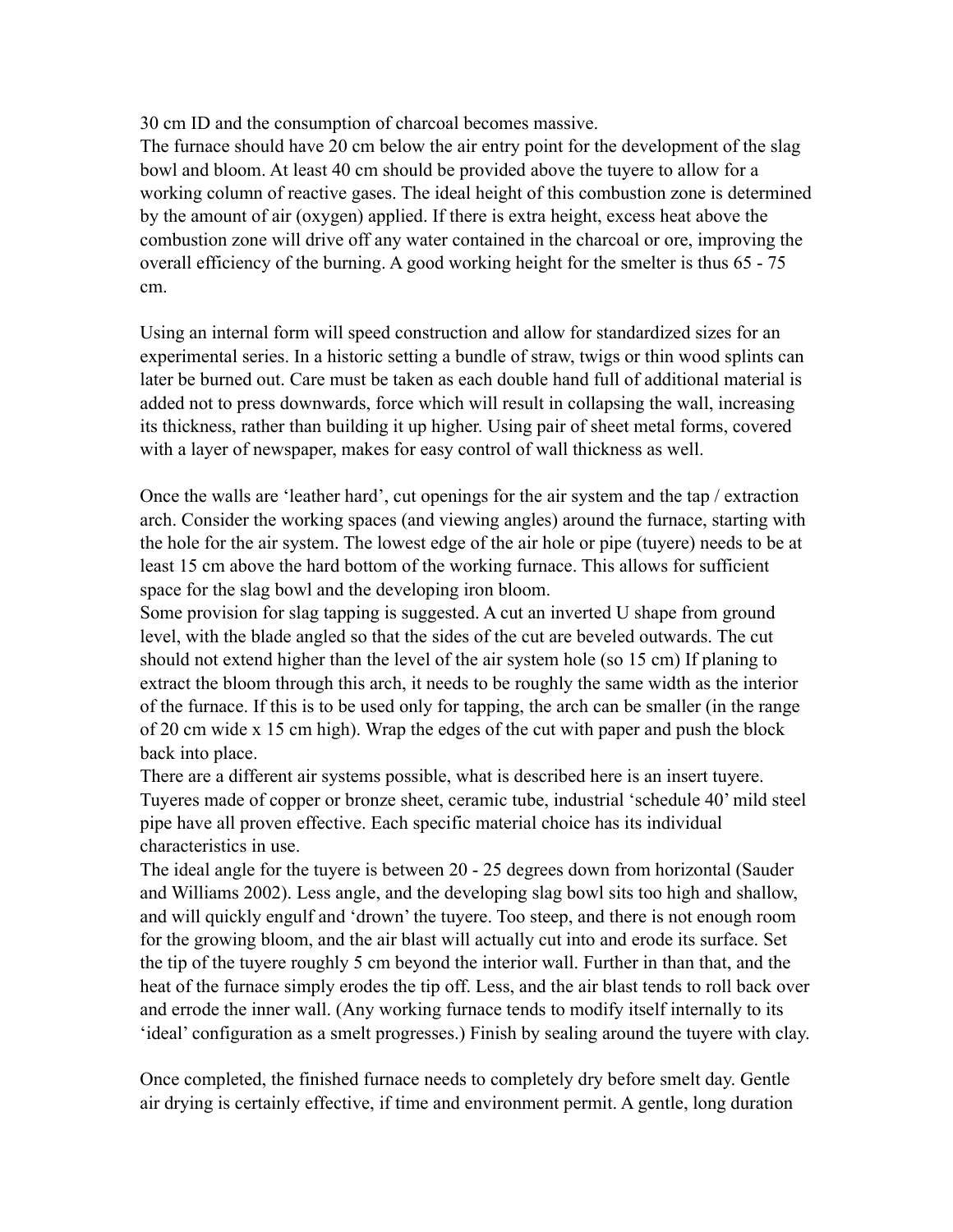30 cm ID and the consumption of charcoal becomes massive.

The furnace should have 20 cm below the air entry point for the development of the slag bowl and bloom. At least 40 cm should be provided above the tuyere to allow for a working column of reactive gases. The ideal height of this combustion zone is determined by the amount of air (oxygen) applied. If there is extra height, excess heat above the combustion zone will drive off any water contained in the charcoal or ore, improving the overall efficiency of the burning. A good working height for the smelter is thus 65 - 75 cm.

Using an internal form will speed construction and allow for standardized sizes for an experimental series. In a historic setting a bundle of straw, twigs or thin wood splints can later be burned out. Care must be taken as each double hand full of additional material is added not to press downwards, force which will result in collapsing the wall, increasing its thickness, rather than building it up higher. Using pair of sheet metal forms, covered with a layer of newspaper, makes for easy control of wall thickness as well.

Once the walls are 'leather hard', cut openings for the air system and the tap / extraction arch. Consider the working spaces (and viewing angles) around the furnace, starting with the hole for the air system. The lowest edge of the air hole or pipe (tuyere) needs to be at least 15 cm above the hard bottom of the working furnace. This allows for sufficient space for the slag bowl and the developing iron bloom.

Some provision for slag tapping is suggested. A cut an inverted U shape from ground level, with the blade angled so that the sides of the cut are beveled outwards. The cut should not extend higher than the level of the air system hole (so 15 cm) If planing to extract the bloom through this arch, it needs to be roughly the same width as the interior of the furnace. If this is to be used only for tapping, the arch can be smaller (in the range of 20 cm wide x 15 cm high). Wrap the edges of the cut with paper and push the block back into place.

There are a different air systems possible, what is described here is an insert tuyere. Tuyeres made of copper or bronze sheet, ceramic tube, industrial 'schedule 40' mild steel pipe have all proven effective. Each specific material choice has its individual characteristics in use.

The ideal angle for the tuyere is between 20 - 25 degrees down from horizontal (Sauder and Williams 2002). Less angle, and the developing slag bowl sits too high and shallow, and will quickly engulf and 'drown' the tuyere. Too steep, and there is not enough room for the growing bloom, and the air blast will actually cut into and erode its surface. Set the tip of the tuyere roughly 5 cm beyond the interior wall. Further in than that, and the heat of the furnace simply erodes the tip off. Less, and the air blast tends to roll back over and errode the inner wall. (Any working furnace tends to modify itself internally to its 'ideal' configuration as a smelt progresses.) Finish by sealing around the tuyere with clay.

Once completed, the finished furnace needs to completely dry before smelt day. Gentle air drying is certainly effective, if time and environment permit. A gentle, long duration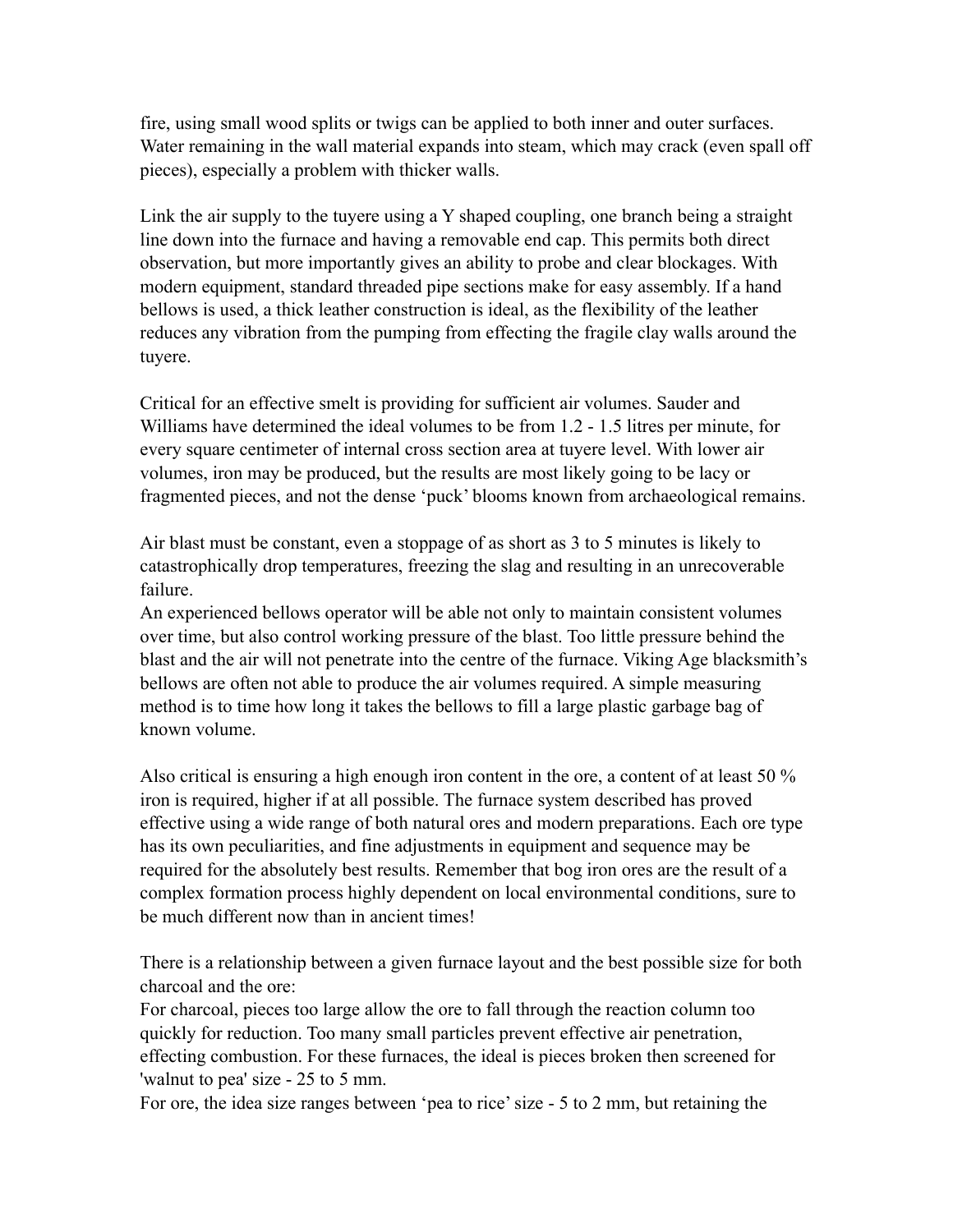fire, using small wood splits or twigs can be applied to both inner and outer surfaces. Water remaining in the wall material expands into steam, which may crack (even spall off pieces), especially a problem with thicker walls.

Link the air supply to the tuyere using a Y shaped coupling, one branch being a straight line down into the furnace and having a removable end cap. This permits both direct observation, but more importantly gives an ability to probe and clear blockages. With modern equipment, standard threaded pipe sections make for easy assembly. If a hand bellows is used, a thick leather construction is ideal, as the flexibility of the leather reduces any vibration from the pumping from effecting the fragile clay walls around the tuyere.

Critical for an effective smelt is providing for sufficient air volumes. Sauder and Williams have determined the ideal volumes to be from 1.2 - 1.5 litres per minute, for every square centimeter of internal cross section area at tuyere level. With lower air volumes, iron may be produced, but the results are most likely going to be lacy or fragmented pieces, and not the dense 'puck' blooms known from archaeological remains.

Air blast must be constant, even a stoppage of as short as 3 to 5 minutes is likely to catastrophically drop temperatures, freezing the slag and resulting in an unrecoverable failure.
An experienced bellows operator will be able not only to maintain consistent volumes over time, but also control working pressure of the blast. Too little pressure behind the blast and the air will not penetrate into the centre of the furnace. Viking Age blacksmith's bellows are often not able to produce the air volumes required. A simple measuring method is to time how long it takes the bellows to fill a large plastic garbage bag of known volume.

Also critical is ensuring a high enough iron content in the ore, a content of at least 50 % iron is required, higher if at all possible. The furnace system described has proved effective using a wide range of both natural ores and modern preparations. Each ore type has its own peculiarities, and fine adjustments in equipment and sequence may be required for the absolutely best results. Remember that bog iron ores are the result of a complex formation process highly dependent on local environmental conditions, sure to be much different now than in ancient times!

There is a relationship between a given furnace layout and the best possible size for both charcoal and the ore:
For charcoal, pieces too large allow the ore to fall through the reaction column too quickly for reduction. Too many small particles prevent effective air penetration, effecting combustion. For these furnaces, the ideal is pieces broken then screened for 'walnut to pea' size - 25 to 5 mm.
For ore, the idea size ranges between 'pea to rice' size - 5 to 2 mm, but retaining the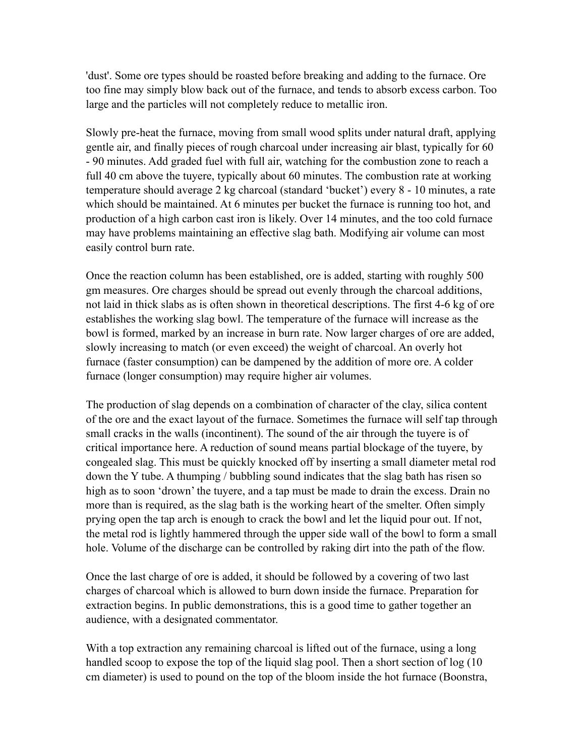'dust'. Some ore types should be roasted before breaking and adding to the furnace. Ore too fine may simply blow back out of the furnace, and tends to absorb excess carbon. Too large and the particles will not completely reduce to metallic iron.

Slowly pre-heat the furnace, moving from small wood splits under natural draft, applying gentle air, and finally pieces of rough charcoal under increasing air blast, typically for 60 - 90 minutes. Add graded fuel with full air, watching for the combustion zone to reach a full 40 cm above the tuyere, typically about 60 minutes. The combustion rate at working temperature should average 2 kg charcoal (standard 'bucket') every 8 - 10 minutes, a rate which should be maintained. At 6 minutes per bucket the furnace is running too hot, and production of a high carbon cast iron is likely. Over 14 minutes, and the too cold furnace may have problems maintaining an effective slag bath. Modifying air volume can most easily control burn rate.

Once the reaction column has been established, ore is added, starting with roughly 500 gm measures. Ore charges should be spread out evenly through the charcoal additions, not laid in thick slabs as is often shown in theoretical descriptions. The first 4-6 kg of ore establishes the working slag bowl. The temperature of the furnace will increase as the bowl is formed, marked by an increase in burn rate. Now larger charges of ore are added, slowly increasing to match (or even exceed) the weight of charcoal. An overly hot furnace (faster consumption) can be dampened by the addition of more ore. A colder furnace (longer consumption) may require higher air volumes.

The production of slag depends on a combination of character of the clay, silica content of the ore and the exact layout of the furnace. Sometimes the furnace will self tap through small cracks in the walls (incontinent). The sound of the air through the tuyere is of critical importance here. A reduction of sound means partial blockage of the tuyere, by congealed slag. This must be quickly knocked off by inserting a small diameter metal rod down the Y tube. A thumping / bubbling sound indicates that the slag bath has risen so high as to soon 'drown' the tuyere, and a tap must be made to drain the excess. Drain no more than is required, as the slag bath is the working heart of the smelter. Often simply prying open the tap arch is enough to crack the bowl and let the liquid pour out. If not, the metal rod is lightly hammered through the upper side wall of the bowl to form a small hole. Volume of the discharge can be controlled by raking dirt into the path of the flow.

Once the last charge of ore is added, it should be followed by a covering of two last charges of charcoal which is allowed to burn down inside the furnace. Preparation for extraction begins. In public demonstrations, this is a good time to gather together an audience, with a designated commentator.

With a top extraction any remaining charcoal is lifted out of the furnace, using a long handled scoop to expose the top of the liquid slag pool. Then a short section of log (10 cm diameter) is used to pound on the top of the bloom inside the hot furnace (Boonstra,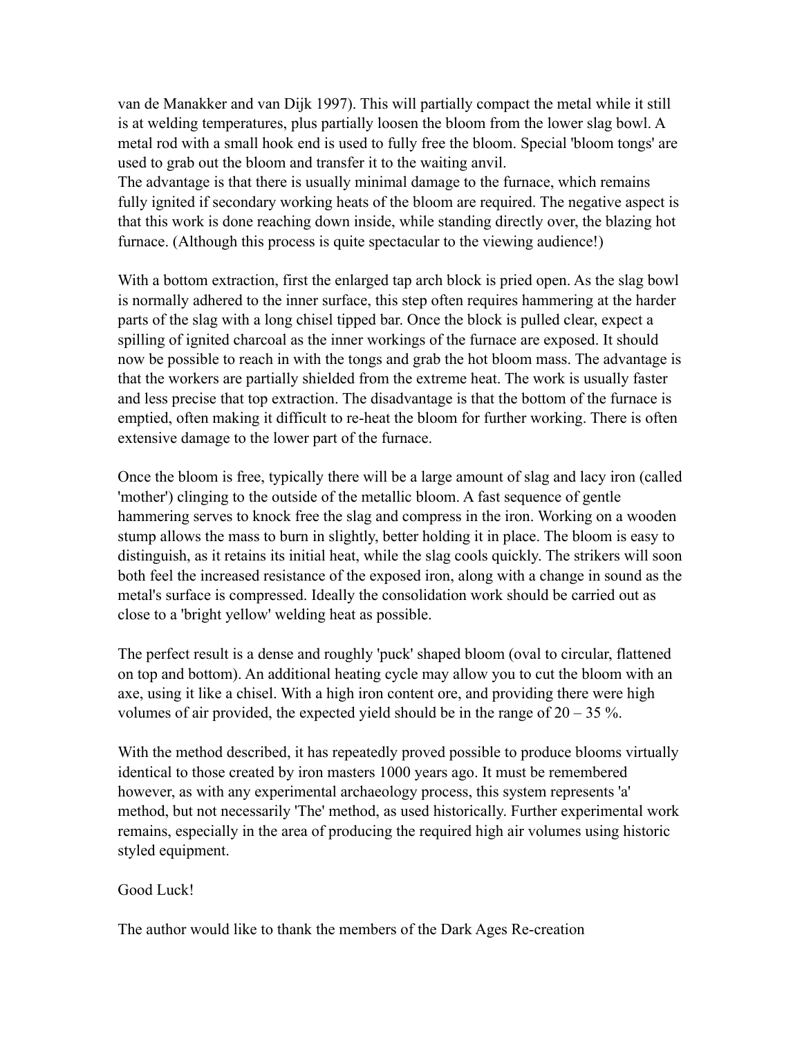van de Manakker and van Dijk 1997). This will partially compact the metal while it still is at welding temperatures, plus partially loosen the bloom from the lower slag bowl. A metal rod with a small hook end is used to fully free the bloom. Special 'bloom tongs' are used to grab out the bloom and transfer it to the waiting anvil.
The advantage is that there is usually minimal damage to the furnace, which remains fully ignited if secondary working heats of the bloom are required. The negative aspect is that this work is done reaching down inside, while standing directly over, the blazing hot furnace. (Although this process is quite spectacular to the viewing audience!)

With a bottom extraction, first the enlarged tap arch block is pried open. As the slag bowl is normally adhered to the inner surface, this step often requires hammering at the harder parts of the slag with a long chisel tipped bar. Once the block is pulled clear, expect a spilling of ignited charcoal as the inner workings of the furnace are exposed. It should now be possible to reach in with the tongs and grab the hot bloom mass. The advantage is that the workers are partially shielded from the extreme heat. The work is usually faster and less precise that top extraction. The disadvantage is that the bottom of the furnace is emptied, often making it difficult to re-heat the bloom for further working. There is often extensive damage to the lower part of the furnace.

Once the bloom is free, typically there will be a large amount of slag and lacy iron (called 'mother') clinging to the outside of the metallic bloom. A fast sequence of gentle hammering serves to knock free the slag and compress in the iron. Working on a wooden stump allows the mass to burn in slightly, better holding it in place. The bloom is easy to distinguish, as it retains its initial heat, while the slag cools quickly. The strikers will soon both feel the increased resistance of the exposed iron, along with a change in sound as the metal's surface is compressed. Ideally the consolidation work should be carried out as close to a 'bright yellow' welding heat as possible.

The perfect result is a dense and roughly 'puck' shaped bloom (oval to circular, flattened on top and bottom). An additional heating cycle may allow you to cut the bloom with an axe, using it like a chisel. With a high iron content ore, and providing there were high volumes of air provided, the expected yield should be in the range of 20 – 35 %.

With the method described, it has repeatedly proved possible to produce blooms virtually identical to those created by iron masters 1000 years ago. It must be remembered however, as with any experimental archaeology process, this system represents 'a' method, but not necessarily 'The' method, as used historically. Further experimental work remains, especially in the area of producing the required high air volumes using historic styled equipment.

Good Luck!

The author would like to thank the members of the Dark Ages Re-creation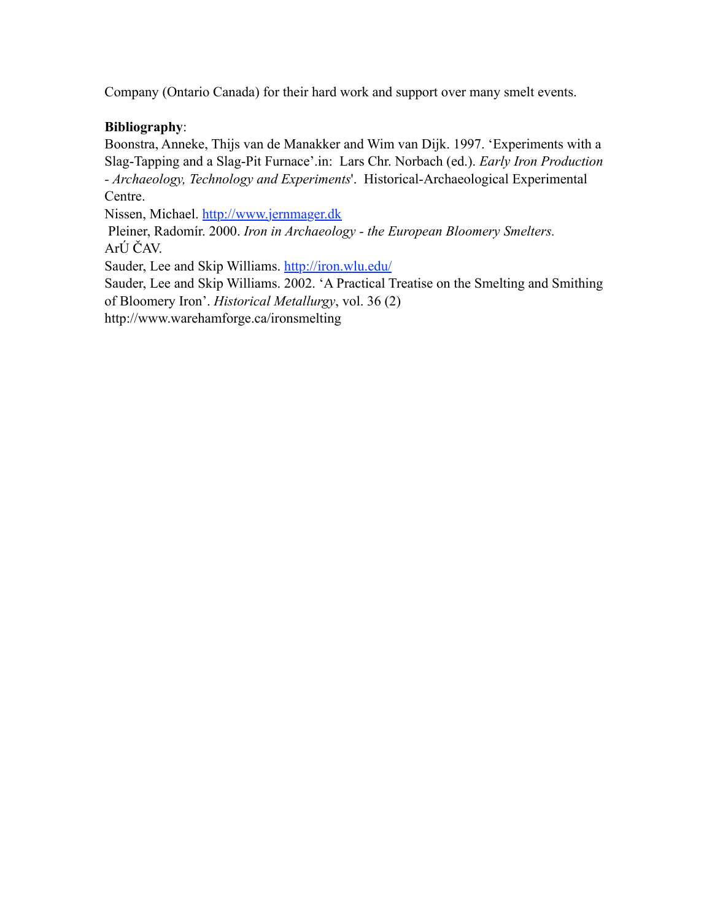Company (Ontario Canada) for their hard work and support over many smelt events.

**Bibliography**:

Boonstra, Anneke, Thijs van de Manakker and Wim van Dijk. 1997. 'Experiments with a Slag-Tapping and a Slag-Pit Furnace'.in: Lars Chr. Norbach (ed.). *Early Iron Production - Archaeology, Technology and Experiments*'. Historical-Archaeological Experimental Centre.

Nissen, Michael. http://www.jernmager.dk

Pleiner, Radomír. 2000. *Iron in Archaeology - the European Bloomery Smelters.* ArÚ ČAV.

Sauder, Lee and Skip Williams. http://iron.wlu.edu/

Sauder, Lee and Skip Williams. 2002. 'A Practical Treatise on the Smelting and Smithing of Bloomery Iron'. *Historical Metallurgy*, vol. 36 (2)

http://www.warehamforge.ca/ironsmelting